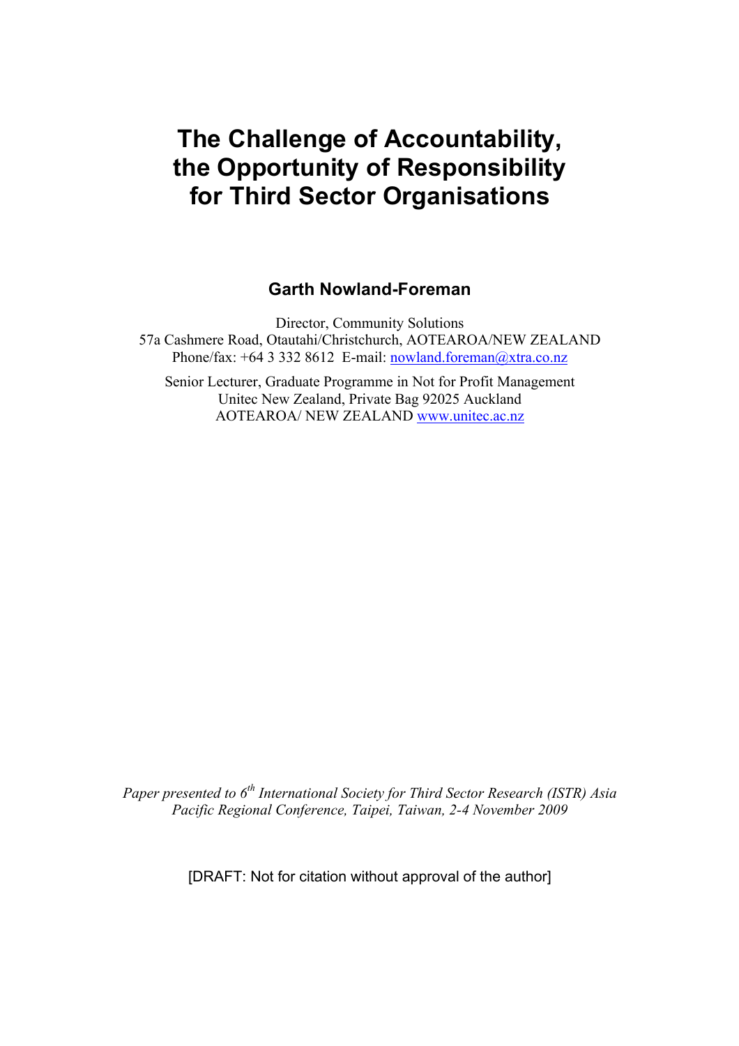# The Challenge of Accountability, the Opportunity of Responsibility for Third Sector Organisations

**Garth Nowland-Foreman**

Director, Community Solutions
57a Cashmere Road, Otautahi/Christchurch, AOTEAROA/NEW ZEALAND
Phone/fax: +64 3 332 8612 E-mail: nowland.foreman@xtra.co.nz

Senior Lecturer, Graduate Programme in Not for Profit Management
Unitec New Zealand, Private Bag 92025 Auckland
AOTEAROA/ NEW ZEALAND www.unitec.ac.nz

*Paper presented to 6th International Society for Third Sector Research (ISTR) Asia Pacific Regional Conference, Taipei, Taiwan, 2-4 November 2009*

[DRAFT: Not for citation without approval of the author]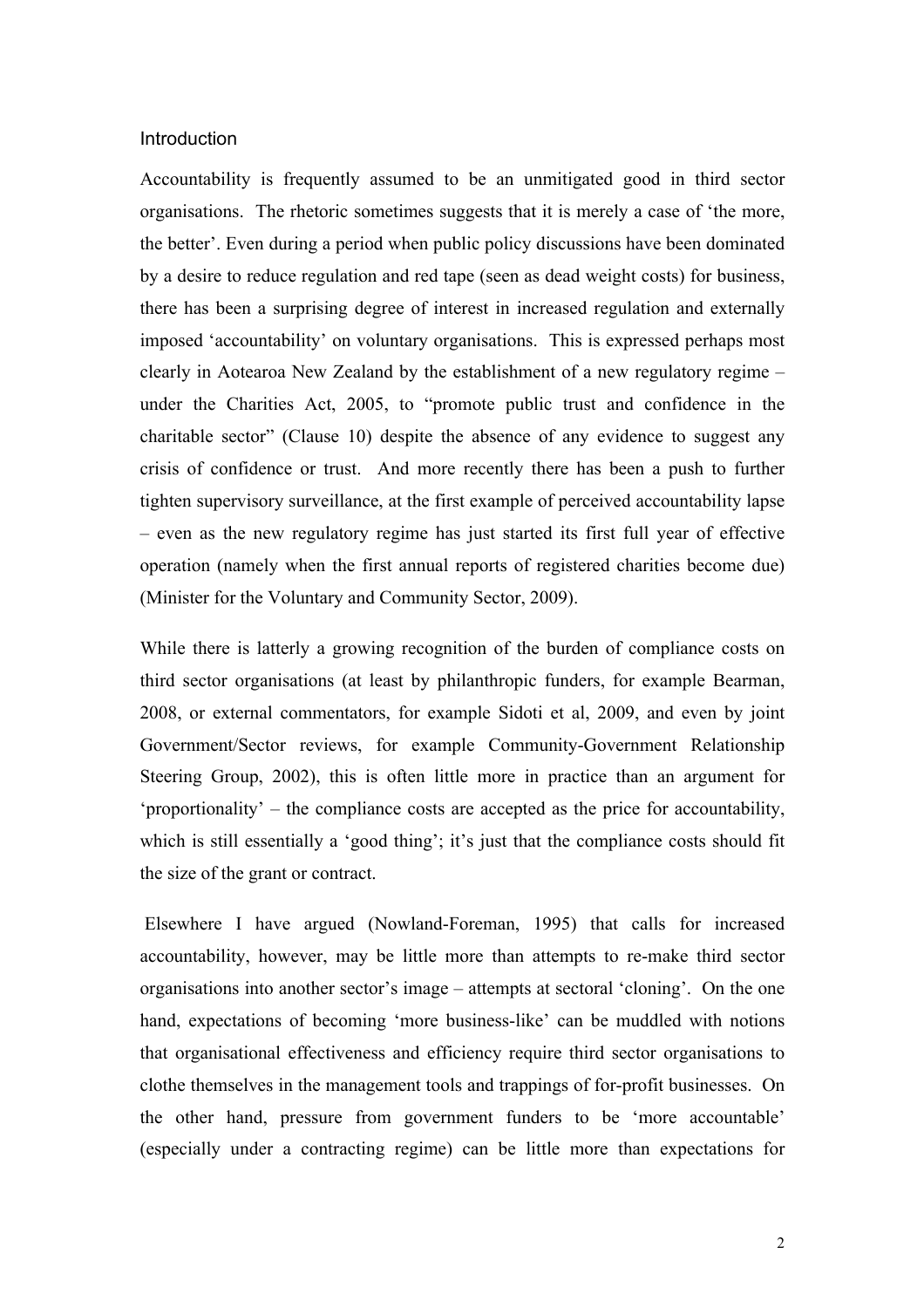## Introduction

Accountability is frequently assumed to be an unmitigated good in third sector organisations. The rhetoric sometimes suggests that it is merely a case of 'the more, the better'. Even during a period when public policy discussions have been dominated by a desire to reduce regulation and red tape (seen as dead weight costs) for business, there has been a surprising degree of interest in increased regulation and externally imposed 'accountability' on voluntary organisations. This is expressed perhaps most clearly in Aotearoa New Zealand by the establishment of a new regulatory regime – under the Charities Act, 2005, to "promote public trust and confidence in the charitable sector" (Clause 10) despite the absence of any evidence to suggest any crisis of confidence or trust. And more recently there has been a push to further tighten supervisory surveillance, at the first example of perceived accountability lapse – even as the new regulatory regime has just started its first full year of effective operation (namely when the first annual reports of registered charities become due) (Minister for the Voluntary and Community Sector, 2009).

While there is latterly a growing recognition of the burden of compliance costs on third sector organisations (at least by philanthropic funders, for example Bearman, 2008, or external commentators, for example Sidoti et al, 2009, and even by joint Government/Sector reviews, for example Community-Government Relationship Steering Group, 2002), this is often little more in practice than an argument for 'proportionality' – the compliance costs are accepted as the price for accountability, which is still essentially a 'good thing'; it's just that the compliance costs should fit the size of the grant or contract.

Elsewhere I have argued (Nowland-Foreman, 1995) that calls for increased accountability, however, may be little more than attempts to re-make third sector organisations into another sector's image – attempts at sectoral 'cloning'. On the one hand, expectations of becoming 'more business-like' can be muddled with notions that organisational effectiveness and efficiency require third sector organisations to clothe themselves in the management tools and trappings of for-profit businesses. On the other hand, pressure from government funders to be 'more accountable' (especially under a contracting regime) can be little more than expectations for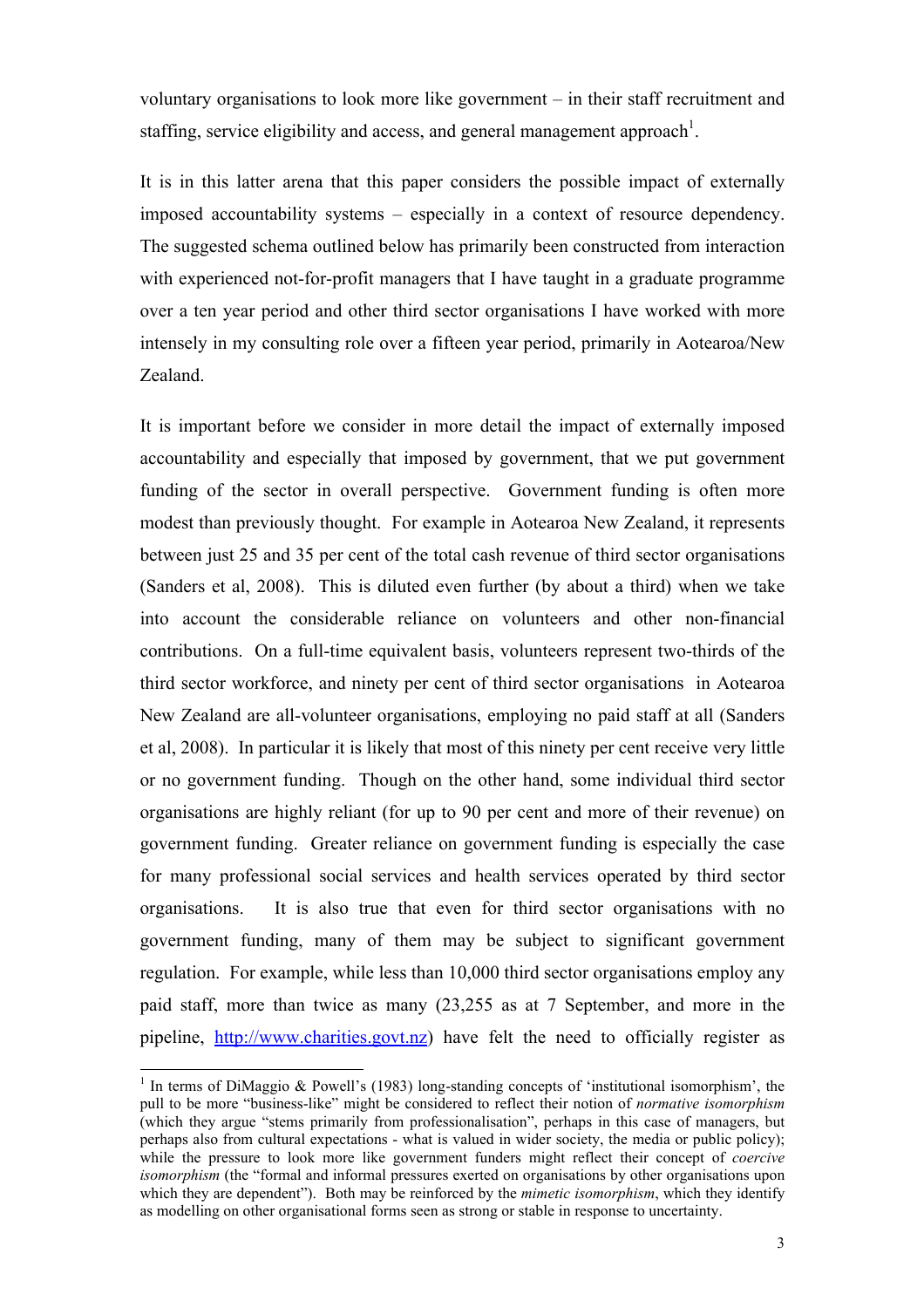voluntary organisations to look more like government – in their staff recruitment and staffing, service eligibility and access, and general management approach[1].

It is in this latter arena that this paper considers the possible impact of externally imposed accountability systems – especially in a context of resource dependency. The suggested schema outlined below has primarily been constructed from interaction with experienced not-for-profit managers that I have taught in a graduate programme over a ten year period and other third sector organisations I have worked with more intensely in my consulting role over a fifteen year period, primarily in Aotearoa/New Zealand.

It is important before we consider in more detail the impact of externally imposed accountability and especially that imposed by government, that we put government funding of the sector in overall perspective. Government funding is often more modest than previously thought. For example in Aotearoa New Zealand, it represents between just 25 and 35 per cent of the total cash revenue of third sector organisations (Sanders et al, 2008). This is diluted even further (by about a third) when we take into account the considerable reliance on volunteers and other non-financial contributions. On a full-time equivalent basis, volunteers represent two-thirds of the third sector workforce, and ninety per cent of third sector organisations in Aotearoa New Zealand are all-volunteer organisations, employing no paid staff at all (Sanders et al, 2008). In particular it is likely that most of this ninety per cent receive very little or no government funding. Though on the other hand, some individual third sector organisations are highly reliant (for up to 90 per cent and more of their revenue) on government funding. Greater reliance on government funding is especially the case for many professional social services and health services operated by third sector organisations. It is also true that even for third sector organisations with no government funding, many of them may be subject to significant government regulation. For example, while less than 10,000 third sector organisations employ any paid staff, more than twice as many (23,255 as at 7 September, and more in the pipeline, http://www.charities.govt.nz) have felt the need to officially register as

[1] In terms of DiMaggio & Powell's (1983) long-standing concepts of 'institutional isomorphism', the pull to be more "business-like" might be considered to reflect their notion of *normative isomorphism* (which they argue "stems primarily from professionalisation", perhaps in this case of managers, but perhaps also from cultural expectations - what is valued in wider society, the media or public policy); while the pressure to look more like government funders might reflect their concept of *coercive isomorphism* (the "formal and informal pressures exerted on organisations by other organisations upon which they are dependent"). Both may be reinforced by the *mimetic isomorphism*, which they identify as modelling on other organisational forms seen as strong or stable in response to uncertainty.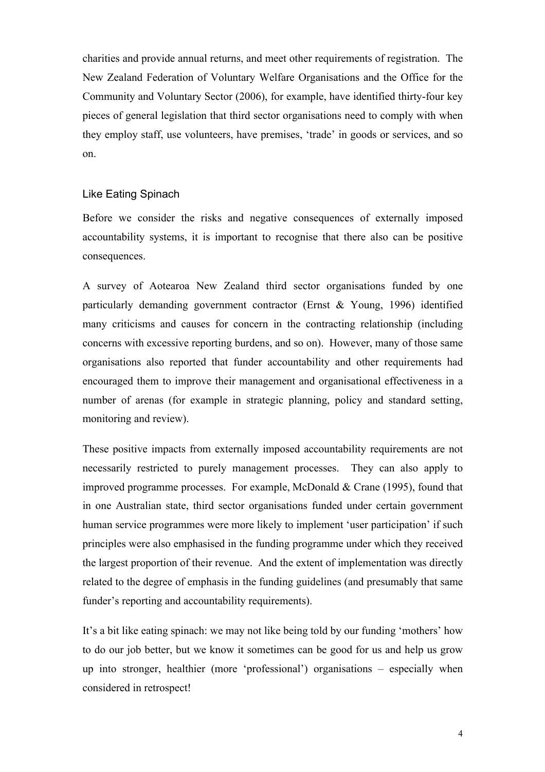charities and provide annual returns, and meet other requirements of registration. The New Zealand Federation of Voluntary Welfare Organisations and the Office for the Community and Voluntary Sector (2006), for example, have identified thirty-four key pieces of general legislation that third sector organisations need to comply with when they employ staff, use volunteers, have premises, 'trade' in goods or services, and so on.

## Like Eating Spinach

Before we consider the risks and negative consequences of externally imposed accountability systems, it is important to recognise that there also can be positive consequences.

A survey of Aotearoa New Zealand third sector organisations funded by one particularly demanding government contractor (Ernst & Young, 1996) identified many criticisms and causes for concern in the contracting relationship (including concerns with excessive reporting burdens, and so on). However, many of those same organisations also reported that funder accountability and other requirements had encouraged them to improve their management and organisational effectiveness in a number of arenas (for example in strategic planning, policy and standard setting, monitoring and review).

These positive impacts from externally imposed accountability requirements are not necessarily restricted to purely management processes. They can also apply to improved programme processes. For example, McDonald & Crane (1995), found that in one Australian state, third sector organisations funded under certain government human service programmes were more likely to implement 'user participation' if such principles were also emphasised in the funding programme under which they received the largest proportion of their revenue. And the extent of implementation was directly related to the degree of emphasis in the funding guidelines (and presumably that same funder's reporting and accountability requirements).

It's a bit like eating spinach: we may not like being told by our funding 'mothers' how to do our job better, but we know it sometimes can be good for us and help us grow up into stronger, healthier (more 'professional') organisations – especially when considered in retrospect!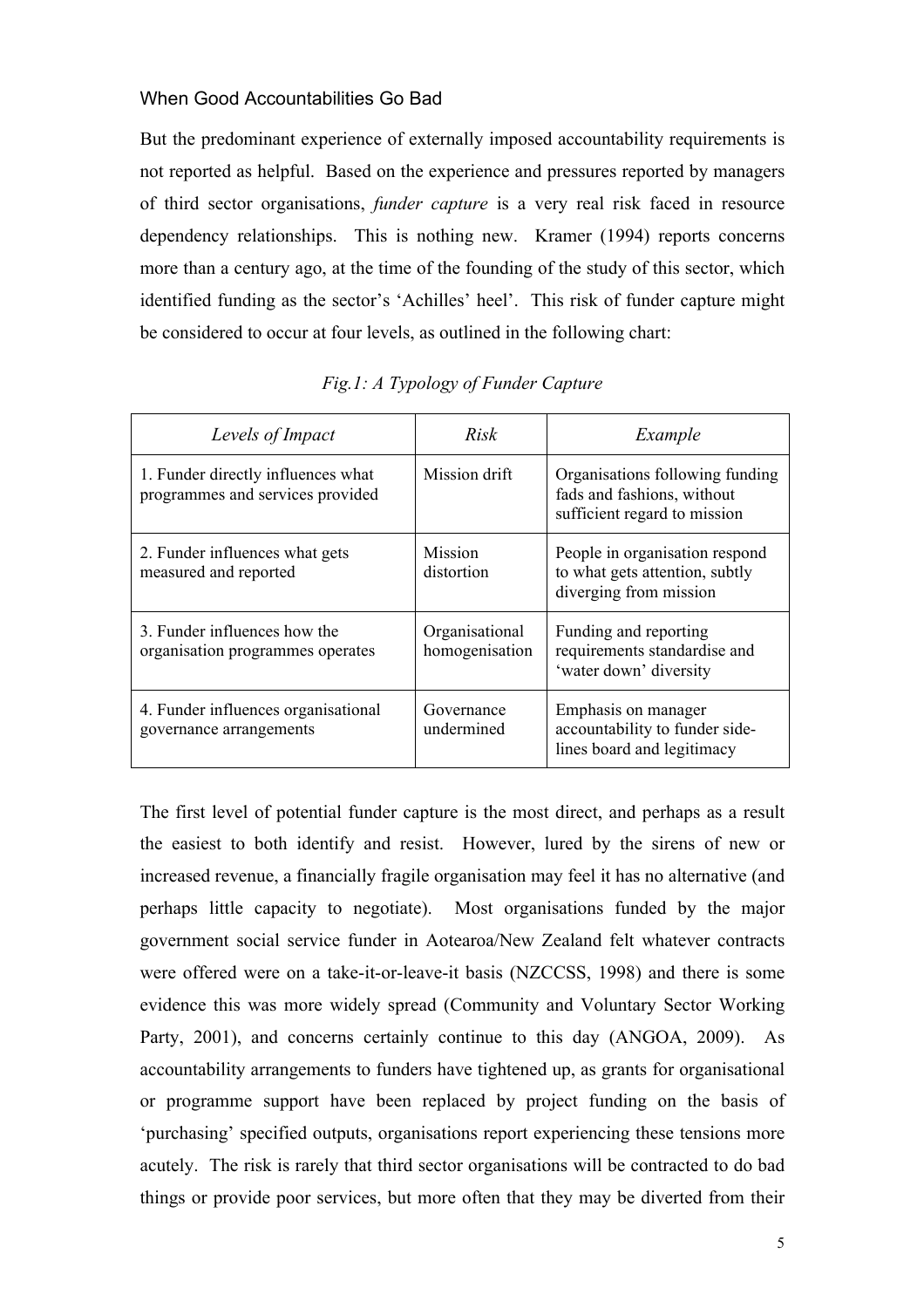## When Good Accountabilities Go Bad

But the predominant experience of externally imposed accountability requirements is not reported as helpful. Based on the experience and pressures reported by managers of third sector organisations, *funder capture* is a very real risk faced in resource dependency relationships. This is nothing new. Kramer (1994) reports concerns more than a century ago, at the time of the founding of the study of this sector, which identified funding as the sector's 'Achilles' heel'. This risk of funder capture might be considered to occur at four levels, as outlined in the following chart:

*Fig.1: A Typology of Funder Capture*

| *Levels of Impact* | *Risk* | *Example* |
|---|---|---|
| 1. Funder directly influences what programmes and services provided | Mission drift | Organisations following funding fads and fashions, without sufficient regard to mission |
| 2. Funder influences what gets measured and reported | Mission distortion | People in organisation respond to what gets attention, subtly diverging from mission |
| 3. Funder influences how the organisation programmes operates | Organisational homogenisation | Funding and reporting requirements standardise and 'water down' diversity |
| 4. Funder influences organisational governance arrangements | Governance undermined | Emphasis on manager accountability to funder side-lines board and legitimacy |

The first level of potential funder capture is the most direct, and perhaps as a result the easiest to both identify and resist. However, lured by the sirens of new or increased revenue, a financially fragile organisation may feel it has no alternative (and perhaps little capacity to negotiate). Most organisations funded by the major government social service funder in Aotearoa/New Zealand felt whatever contracts were offered were on a take-it-or-leave-it basis (NZCCSS, 1998) and there is some evidence this was more widely spread (Community and Voluntary Sector Working Party, 2001), and concerns certainly continue to this day (ANGOA, 2009). As accountability arrangements to funders have tightened up, as grants for organisational or programme support have been replaced by project funding on the basis of 'purchasing' specified outputs, organisations report experiencing these tensions more acutely. The risk is rarely that third sector organisations will be contracted to do bad things or provide poor services, but more often that they may be diverted from their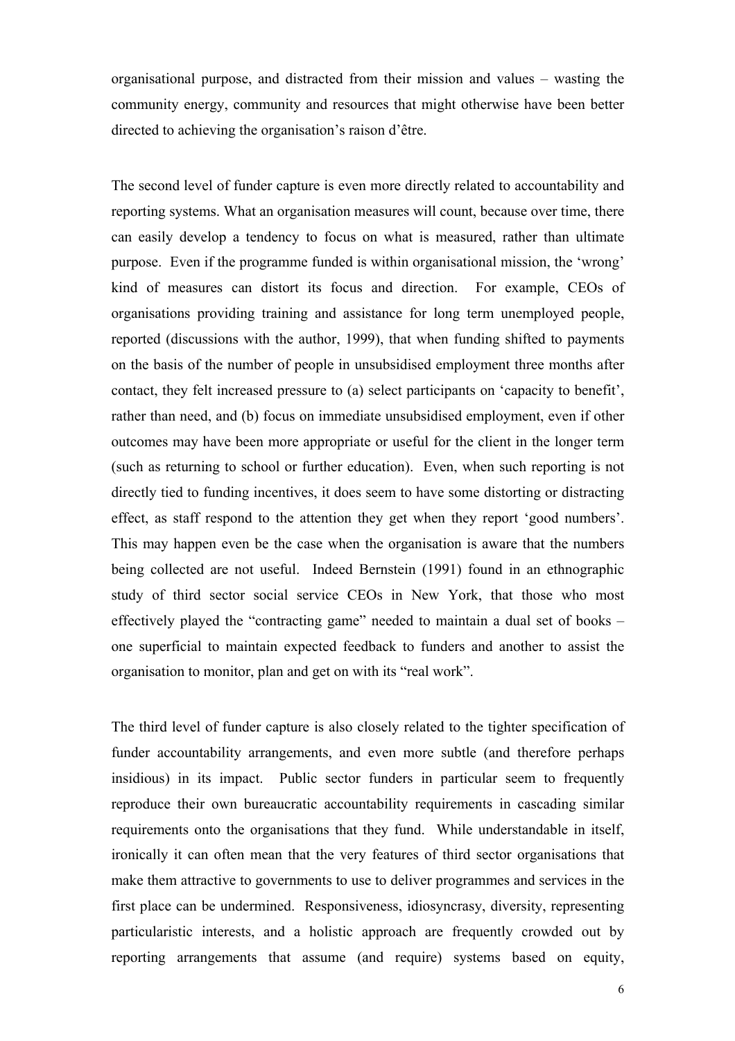organisational purpose, and distracted from their mission and values – wasting the community energy, community and resources that might otherwise have been better directed to achieving the organisation's raison d'être.

The second level of funder capture is even more directly related to accountability and reporting systems. What an organisation measures will count, because over time, there can easily develop a tendency to focus on what is measured, rather than ultimate purpose. Even if the programme funded is within organisational mission, the 'wrong' kind of measures can distort its focus and direction. For example, CEOs of organisations providing training and assistance for long term unemployed people, reported (discussions with the author, 1999), that when funding shifted to payments on the basis of the number of people in unsubsidised employment three months after contact, they felt increased pressure to (a) select participants on 'capacity to benefit', rather than need, and (b) focus on immediate unsubsidised employment, even if other outcomes may have been more appropriate or useful for the client in the longer term (such as returning to school or further education). Even, when such reporting is not directly tied to funding incentives, it does seem to have some distorting or distracting effect, as staff respond to the attention they get when they report 'good numbers'. This may happen even be the case when the organisation is aware that the numbers being collected are not useful. Indeed Bernstein (1991) found in an ethnographic study of third sector social service CEOs in New York, that those who most effectively played the "contracting game" needed to maintain a dual set of books – one superficial to maintain expected feedback to funders and another to assist the organisation to monitor, plan and get on with its "real work".

The third level of funder capture is also closely related to the tighter specification of funder accountability arrangements, and even more subtle (and therefore perhaps insidious) in its impact. Public sector funders in particular seem to frequently reproduce their own bureaucratic accountability requirements in cascading similar requirements onto the organisations that they fund. While understandable in itself, ironically it can often mean that the very features of third sector organisations that make them attractive to governments to use to deliver programmes and services in the first place can be undermined. Responsiveness, idiosyncrasy, diversity, representing particularistic interests, and a holistic approach are frequently crowded out by reporting arrangements that assume (and require) systems based on equity,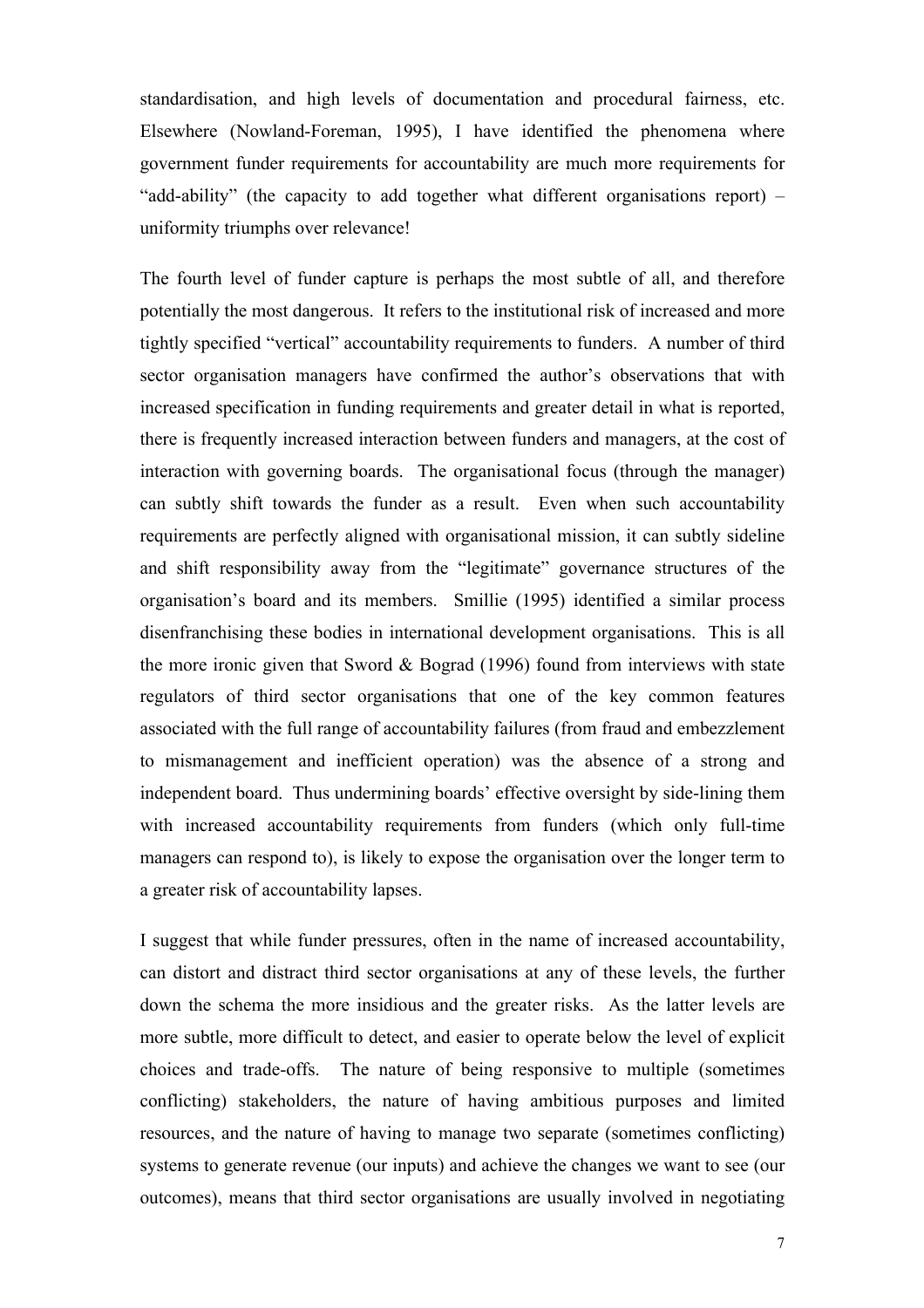standardisation, and high levels of documentation and procedural fairness, etc. Elsewhere (Nowland-Foreman, 1995), I have identified the phenomena where government funder requirements for accountability are much more requirements for "add-ability" (the capacity to add together what different organisations report) – uniformity triumphs over relevance!

The fourth level of funder capture is perhaps the most subtle of all, and therefore potentially the most dangerous. It refers to the institutional risk of increased and more tightly specified "vertical" accountability requirements to funders. A number of third sector organisation managers have confirmed the author's observations that with increased specification in funding requirements and greater detail in what is reported, there is frequently increased interaction between funders and managers, at the cost of interaction with governing boards. The organisational focus (through the manager) can subtly shift towards the funder as a result. Even when such accountability requirements are perfectly aligned with organisational mission, it can subtly sideline and shift responsibility away from the "legitimate" governance structures of the organisation's board and its members. Smillie (1995) identified a similar process disenfranchising these bodies in international development organisations. This is all the more ironic given that Sword & Bograd (1996) found from interviews with state regulators of third sector organisations that one of the key common features associated with the full range of accountability failures (from fraud and embezzlement to mismanagement and inefficient operation) was the absence of a strong and independent board. Thus undermining boards' effective oversight by side-lining them with increased accountability requirements from funders (which only full-time managers can respond to), is likely to expose the organisation over the longer term to a greater risk of accountability lapses.

I suggest that while funder pressures, often in the name of increased accountability, can distort and distract third sector organisations at any of these levels, the further down the schema the more insidious and the greater risks. As the latter levels are more subtle, more difficult to detect, and easier to operate below the level of explicit choices and trade-offs. The nature of being responsive to multiple (sometimes conflicting) stakeholders, the nature of having ambitious purposes and limited resources, and the nature of having to manage two separate (sometimes conflicting) systems to generate revenue (our inputs) and achieve the changes we want to see (our outcomes), means that third sector organisations are usually involved in negotiating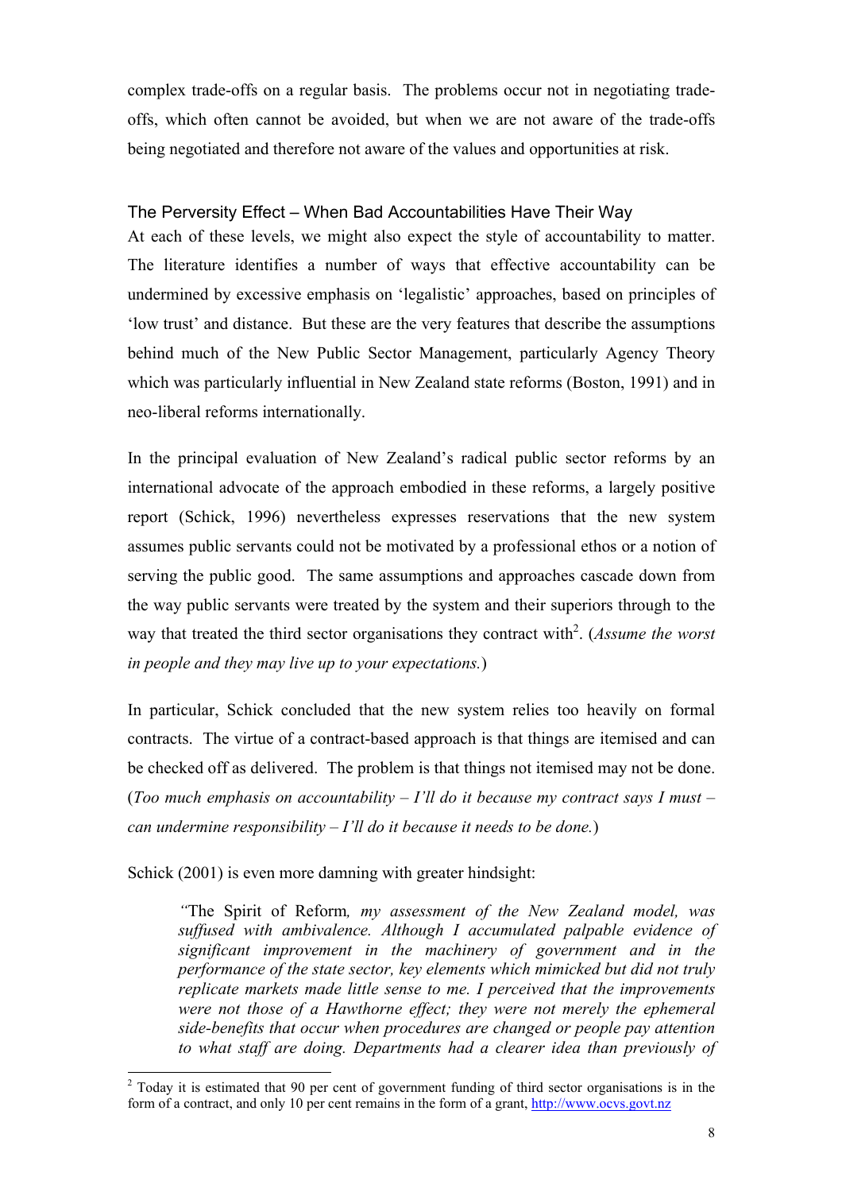complex trade-offs on a regular basis. The problems occur not in negotiating trade-offs, which often cannot be avoided, but when we are not aware of the trade-offs being negotiated and therefore not aware of the values and opportunities at risk.

### The Perversity Effect – When Bad Accountabilities Have Their Way

At each of these levels, we might also expect the style of accountability to matter. The literature identifies a number of ways that effective accountability can be undermined by excessive emphasis on 'legalistic' approaches, based on principles of 'low trust' and distance. But these are the very features that describe the assumptions behind much of the New Public Sector Management, particularly Agency Theory which was particularly influential in New Zealand state reforms (Boston, 1991) and in neo-liberal reforms internationally.

In the principal evaluation of New Zealand's radical public sector reforms by an international advocate of the approach embodied in these reforms, a largely positive report (Schick, 1996) nevertheless expresses reservations that the new system assumes public servants could not be motivated by a professional ethos or a notion of serving the public good. The same assumptions and approaches cascade down from the way public servants were treated by the system and their superiors through to the way that treated the third sector organisations they contract with[2]. (*Assume the worst in people and they may live up to your expectations.*)

In particular, Schick concluded that the new system relies too heavily on formal contracts. The virtue of a contract-based approach is that things are itemised and can be checked off as delivered. The problem is that things not itemised may not be done. (*Too much emphasis on accountability – I'll do it because my contract says I must – can undermine responsibility – I'll do it because it needs to be done.*)

Schick (2001) is even more damning with greater hindsight:

> "The Spirit of Reform*, my assessment of the New Zealand model, was suffused with ambivalence. Although I accumulated palpable evidence of significant improvement in the machinery of government and in the performance of the state sector, key elements which mimicked but did not truly replicate markets made little sense to me. I perceived that the improvements were not those of a Hawthorne effect; they were not merely the ephemeral side-benefits that occur when procedures are changed or people pay attention to what staff are doing. Departments had a clearer idea than previously of*

[2] Today it is estimated that 90 per cent of government funding of third sector organisations is in the form of a contract, and only 10 per cent remains in the form of a grant, http://www.ocvs.govt.nz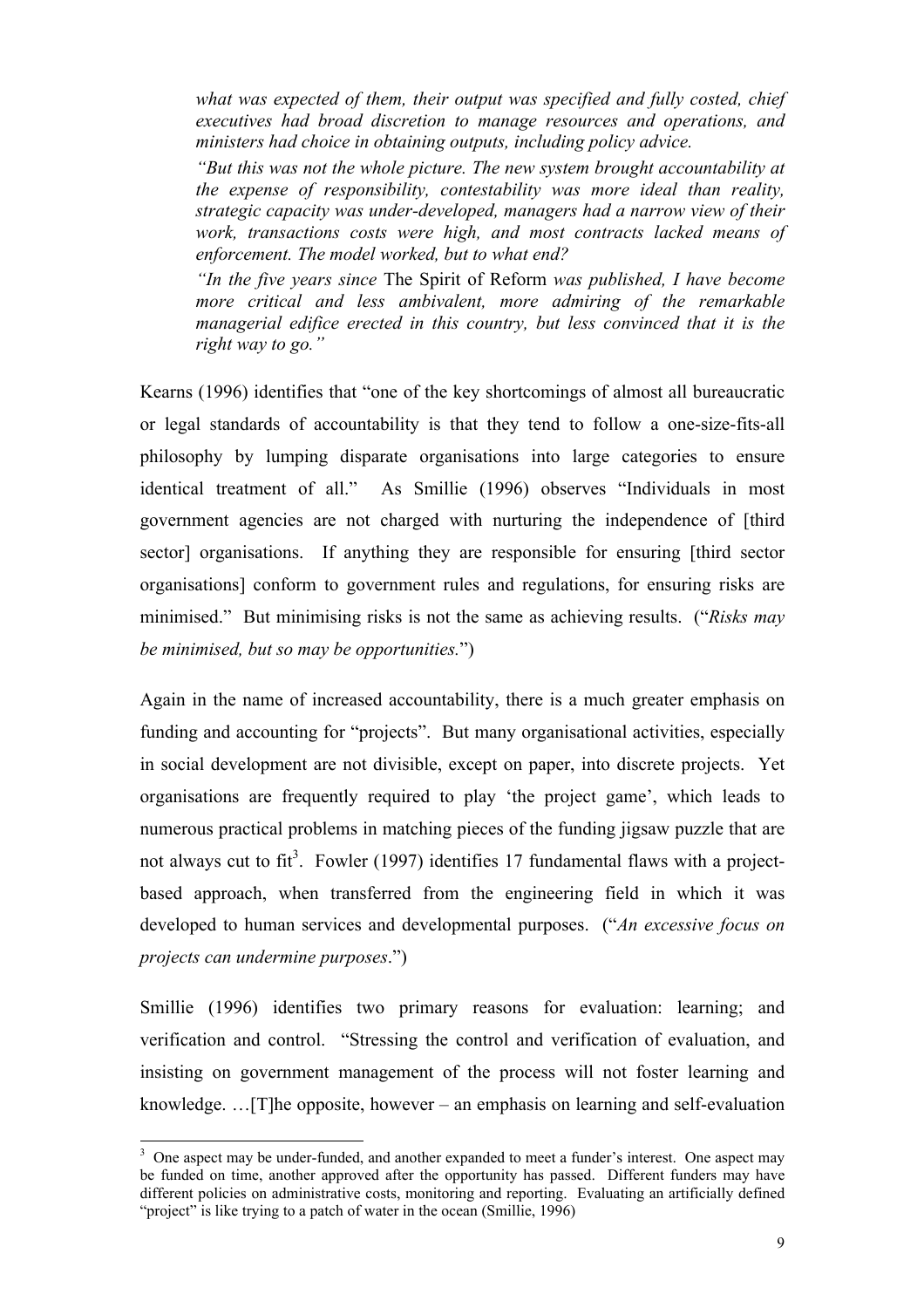> *what was expected of them, their output was specified and fully costed, chief executives had broad discretion to manage resources and operations, and ministers had choice in obtaining outputs, including policy advice.*
>
> *"But this was not the whole picture. The new system brought accountability at the expense of responsibility, contestability was more ideal than reality, strategic capacity was under-developed, managers had a narrow view of their work, transactions costs were high, and most contracts lacked means of enforcement. The model worked, but to what end?*
>
> *"In the five years since* The Spirit of Reform *was published, I have become more critical and less ambivalent, more admiring of the remarkable managerial edifice erected in this country, but less convinced that it is the right way to go."*

Kearns (1996) identifies that "one of the key shortcomings of almost all bureaucratic or legal standards of accountability is that they tend to follow a one-size-fits-all philosophy by lumping disparate organisations into large categories to ensure identical treatment of all." As Smillie (1996) observes "Individuals in most government agencies are not charged with nurturing the independence of [third sector] organisations. If anything they are responsible for ensuring [third sector organisations] conform to government rules and regulations, for ensuring risks are minimised." But minimising risks is not the same as achieving results. ("*Risks may be minimised, but so may be opportunities.*")

Again in the name of increased accountability, there is a much greater emphasis on funding and accounting for "projects". But many organisational activities, especially in social development are not divisible, except on paper, into discrete projects. Yet organisations are frequently required to play 'the project game', which leads to numerous practical problems in matching pieces of the funding jigsaw puzzle that are not always cut to fit[3]. Fowler (1997) identifies 17 fundamental flaws with a project-based approach, when transferred from the engineering field in which it was developed to human services and developmental purposes. ("*An excessive focus on projects can undermine purposes*.")

Smillie (1996) identifies two primary reasons for evaluation: learning; and verification and control. "Stressing the control and verification of evaluation, and insisting on government management of the process will not foster learning and knowledge. …[T]he opposite, however – an emphasis on learning and self-evaluation

---

[3] One aspect may be under-funded, and another expanded to meet a funder's interest. One aspect may be funded on time, another approved after the opportunity has passed. Different funders may have different policies on administrative costs, monitoring and reporting. Evaluating an artificially defined "project" is like trying to a patch of water in the ocean (Smillie, 1996)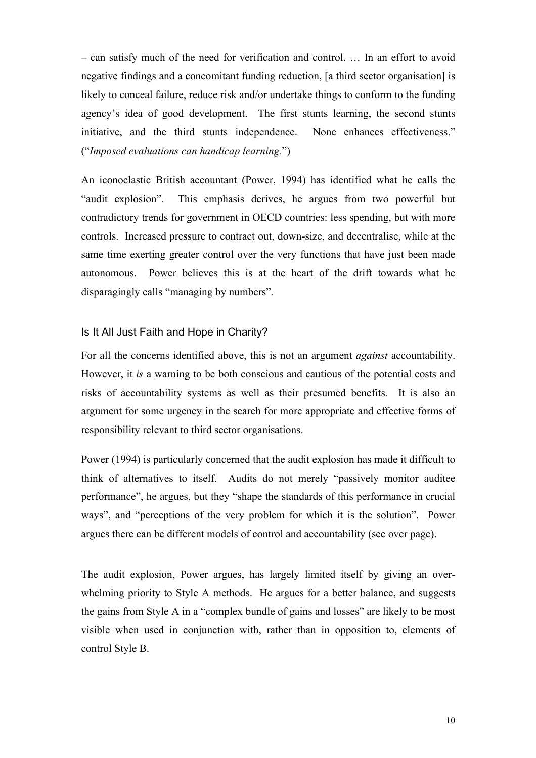– can satisfy much of the need for verification and control. … In an effort to avoid negative findings and a concomitant funding reduction, [a third sector organisation] is likely to conceal failure, reduce risk and/or undertake things to conform to the funding agency's idea of good development. The first stunts learning, the second stunts initiative, and the third stunts independence. None enhances effectiveness." ("*Imposed evaluations can handicap learning.*")

An iconoclastic British accountant (Power, 1994) has identified what he calls the "audit explosion". This emphasis derives, he argues from two powerful but contradictory trends for government in OECD countries: less spending, but with more controls. Increased pressure to contract out, down-size, and decentralise, while at the same time exerting greater control over the very functions that have just been made autonomous. Power believes this is at the heart of the drift towards what he disparagingly calls "managing by numbers".

### Is It All Just Faith and Hope in Charity?

For all the concerns identified above, this is not an argument *against* accountability. However, it *is* a warning to be both conscious and cautious of the potential costs and risks of accountability systems as well as their presumed benefits. It is also an argument for some urgency in the search for more appropriate and effective forms of responsibility relevant to third sector organisations.

Power (1994) is particularly concerned that the audit explosion has made it difficult to think of alternatives to itself. Audits do not merely "passively monitor auditee performance", he argues, but they "shape the standards of this performance in crucial ways", and "perceptions of the very problem for which it is the solution". Power argues there can be different models of control and accountability (see over page).

The audit explosion, Power argues, has largely limited itself by giving an over-whelming priority to Style A methods. He argues for a better balance, and suggests the gains from Style A in a "complex bundle of gains and losses" are likely to be most visible when used in conjunction with, rather than in opposition to, elements of control Style B.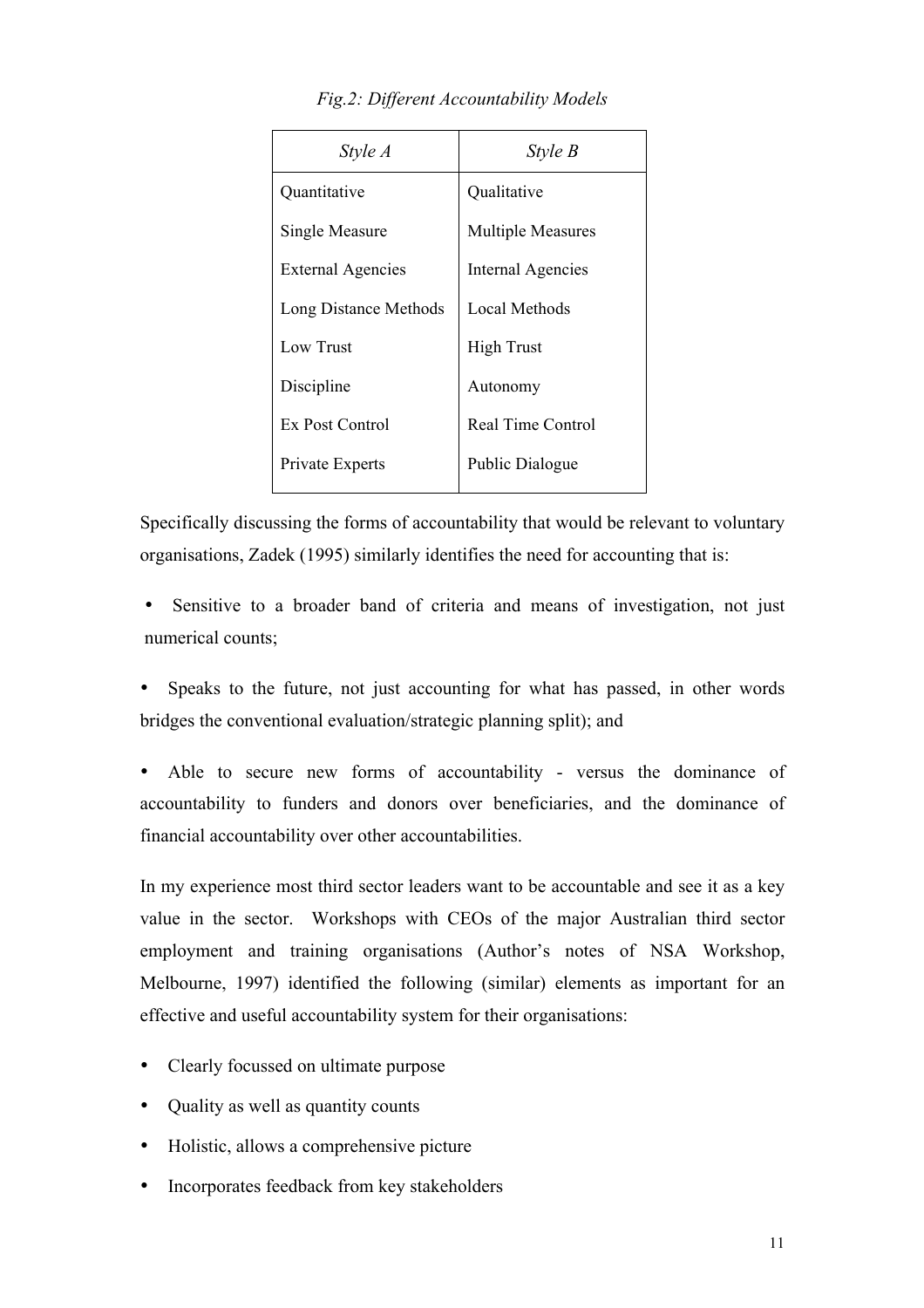*Fig.2: Different Accountability Models*

| *Style A* | *Style B* |
| --- | --- |
| Quantitative | Qualitative |
| Single Measure | Multiple Measures |
| External Agencies | Internal Agencies |
| Long Distance Methods | Local Methods |
| Low Trust | High Trust |
| Discipline | Autonomy |
| Ex Post Control | Real Time Control |
| Private Experts | Public Dialogue |

Specifically discussing the forms of accountability that would be relevant to voluntary organisations, Zadek (1995) similarly identifies the need for accounting that is:

- Sensitive to a broader band of criteria and means of investigation, not just numerical counts;
- Speaks to the future, not just accounting for what has passed, in other words bridges the conventional evaluation/strategic planning split); and
- Able to secure new forms of accountability - versus the dominance of accountability to funders and donors over beneficiaries, and the dominance of financial accountability over other accountabilities.

In my experience most third sector leaders want to be accountable and see it as a key value in the sector. Workshops with CEOs of the major Australian third sector employment and training organisations (Author's notes of NSA Workshop, Melbourne, 1997) identified the following (similar) elements as important for an effective and useful accountability system for their organisations:

- Clearly focussed on ultimate purpose
- Quality as well as quantity counts
- Holistic, allows a comprehensive picture
- Incorporates feedback from key stakeholders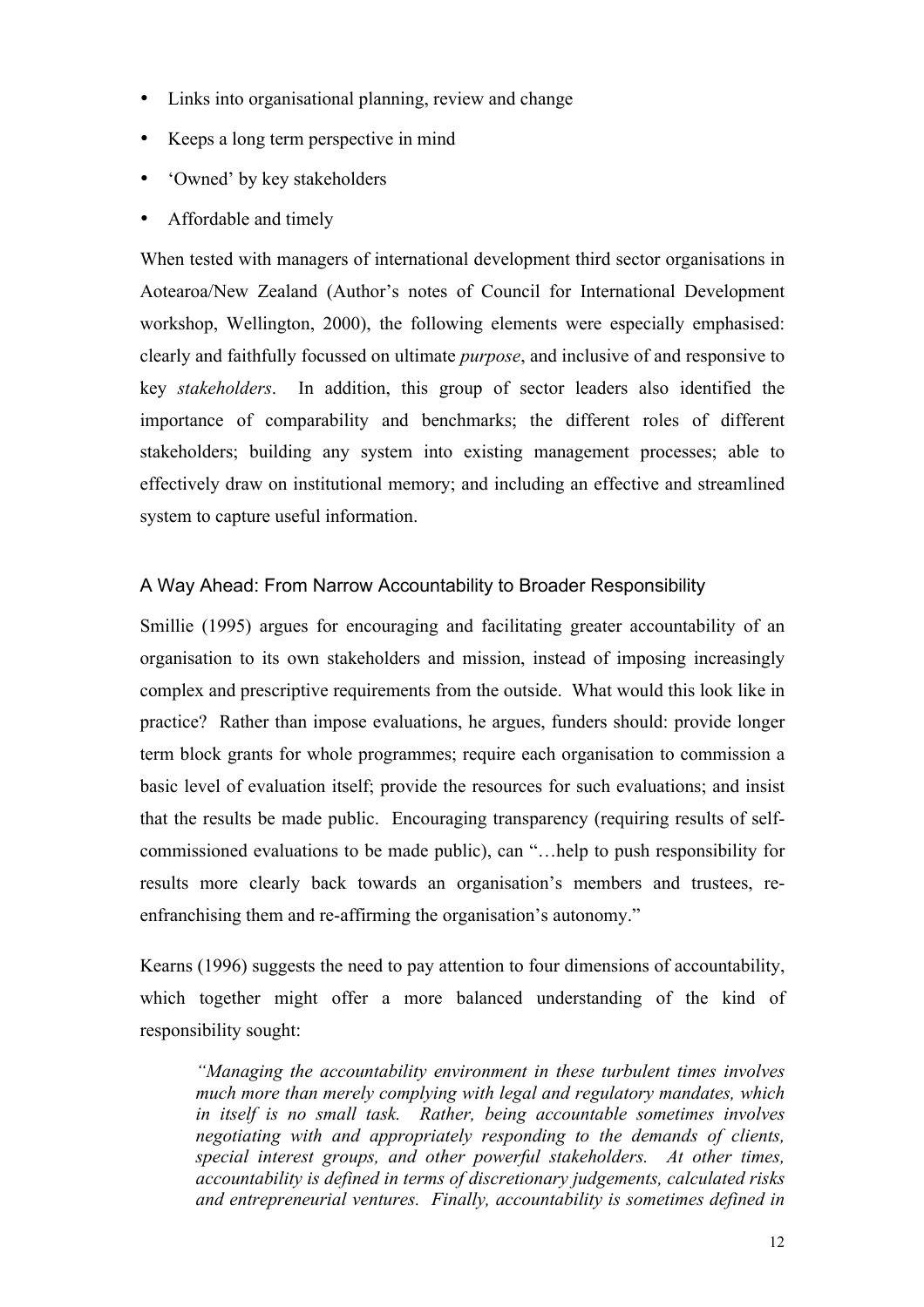- Links into organisational planning, review and change
- Keeps a long term perspective in mind
- 'Owned' by key stakeholders
- Affordable and timely

When tested with managers of international development third sector organisations in Aotearoa/New Zealand (Author's notes of Council for International Development workshop, Wellington, 2000), the following elements were especially emphasised: clearly and faithfully focussed on ultimate *purpose*, and inclusive of and responsive to key *stakeholders*. In addition, this group of sector leaders also identified the importance of comparability and benchmarks; the different roles of different stakeholders; building any system into existing management processes; able to effectively draw on institutional memory; and including an effective and streamlined system to capture useful information.

## A Way Ahead: From Narrow Accountability to Broader Responsibility

Smillie (1995) argues for encouraging and facilitating greater accountability of an organisation to its own stakeholders and mission, instead of imposing increasingly complex and prescriptive requirements from the outside. What would this look like in practice? Rather than impose evaluations, he argues, funders should: provide longer term block grants for whole programmes; require each organisation to commission a basic level of evaluation itself; provide the resources for such evaluations; and insist that the results be made public. Encouraging transparency (requiring results of self-commissioned evaluations to be made public), can "…help to push responsibility for results more clearly back towards an organisation's members and trustees, re-enfranchising them and re-affirming the organisation's autonomy."

Kearns (1996) suggests the need to pay attention to four dimensions of accountability, which together might offer a more balanced understanding of the kind of responsibility sought:

> *"Managing the accountability environment in these turbulent times involves much more than merely complying with legal and regulatory mandates, which in itself is no small task. Rather, being accountable sometimes involves negotiating with and appropriately responding to the demands of clients, special interest groups, and other powerful stakeholders. At other times, accountability is defined in terms of discretionary judgements, calculated risks and entrepreneurial ventures. Finally, accountability is sometimes defined in*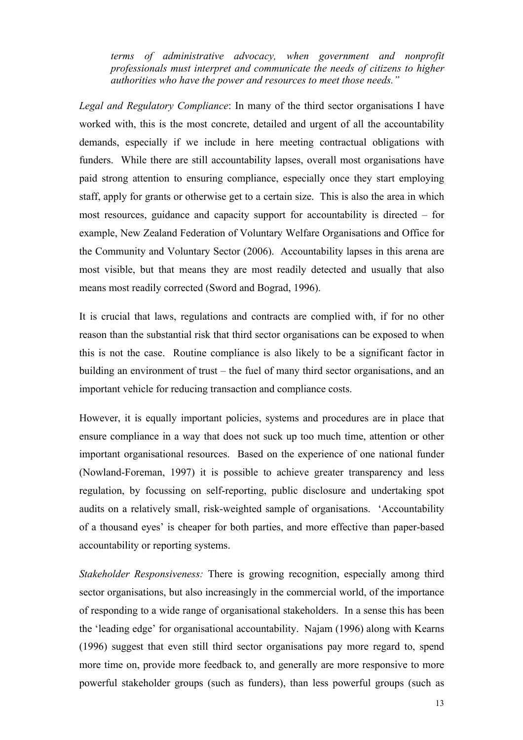*terms of administrative advocacy, when government and nonprofit professionals must interpret and communicate the needs of citizens to higher authorities who have the power and resources to meet those needs."*

*Legal and Regulatory Compliance*: In many of the third sector organisations I have worked with, this is the most concrete, detailed and urgent of all the accountability demands, especially if we include in here meeting contractual obligations with funders. While there are still accountability lapses, overall most organisations have paid strong attention to ensuring compliance, especially once they start employing staff, apply for grants or otherwise get to a certain size. This is also the area in which most resources, guidance and capacity support for accountability is directed – for example, New Zealand Federation of Voluntary Welfare Organisations and Office for the Community and Voluntary Sector (2006). Accountability lapses in this arena are most visible, but that means they are most readily detected and usually that also means most readily corrected (Sword and Bograd, 1996).

It is crucial that laws, regulations and contracts are complied with, if for no other reason than the substantial risk that third sector organisations can be exposed to when this is not the case. Routine compliance is also likely to be a significant factor in building an environment of trust – the fuel of many third sector organisations, and an important vehicle for reducing transaction and compliance costs.

However, it is equally important policies, systems and procedures are in place that ensure compliance in a way that does not suck up too much time, attention or other important organisational resources. Based on the experience of one national funder (Nowland-Foreman, 1997) it is possible to achieve greater transparency and less regulation, by focussing on self-reporting, public disclosure and undertaking spot audits on a relatively small, risk-weighted sample of organisations. 'Accountability of a thousand eyes' is cheaper for both parties, and more effective than paper-based accountability or reporting systems.

*Stakeholder Responsiveness:* There is growing recognition, especially among third sector organisations, but also increasingly in the commercial world, of the importance of responding to a wide range of organisational stakeholders. In a sense this has been the 'leading edge' for organisational accountability. Najam (1996) along with Kearns (1996) suggest that even still third sector organisations pay more regard to, spend more time on, provide more feedback to, and generally are more responsive to more powerful stakeholder groups (such as funders), than less powerful groups (such as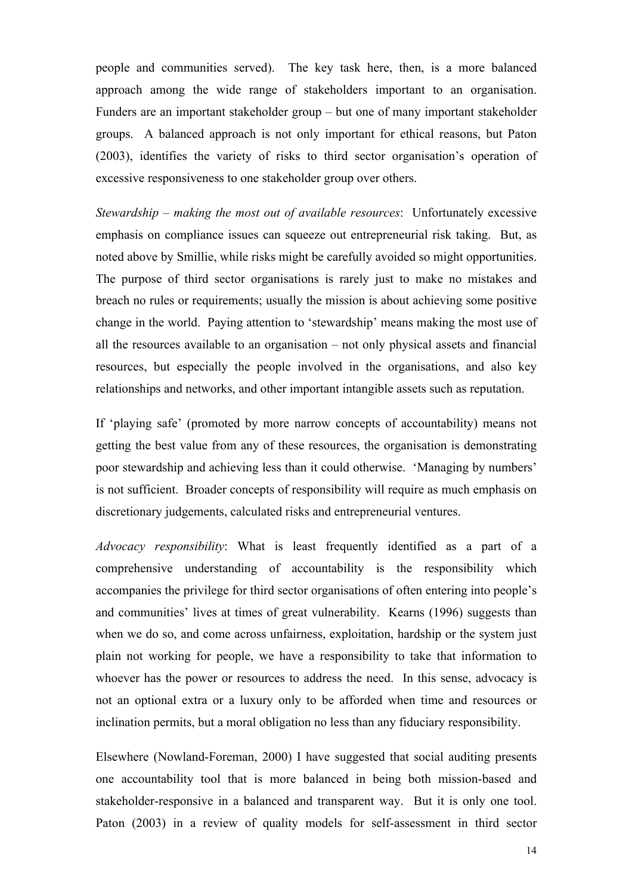people and communities served). The key task here, then, is a more balanced approach among the wide range of stakeholders important to an organisation. Funders are an important stakeholder group – but one of many important stakeholder groups. A balanced approach is not only important for ethical reasons, but Paton (2003), identifies the variety of risks to third sector organisation's operation of excessive responsiveness to one stakeholder group over others.

*Stewardship – making the most out of available resources*: Unfortunately excessive emphasis on compliance issues can squeeze out entrepreneurial risk taking. But, as noted above by Smillie, while risks might be carefully avoided so might opportunities. The purpose of third sector organisations is rarely just to make no mistakes and breach no rules or requirements; usually the mission is about achieving some positive change in the world. Paying attention to 'stewardship' means making the most use of all the resources available to an organisation – not only physical assets and financial resources, but especially the people involved in the organisations, and also key relationships and networks, and other important intangible assets such as reputation.

If 'playing safe' (promoted by more narrow concepts of accountability) means not getting the best value from any of these resources, the organisation is demonstrating poor stewardship and achieving less than it could otherwise. 'Managing by numbers' is not sufficient. Broader concepts of responsibility will require as much emphasis on discretionary judgements, calculated risks and entrepreneurial ventures.

*Advocacy responsibility*: What is least frequently identified as a part of a comprehensive understanding of accountability is the responsibility which accompanies the privilege for third sector organisations of often entering into people's and communities' lives at times of great vulnerability. Kearns (1996) suggests than when we do so, and come across unfairness, exploitation, hardship or the system just plain not working for people, we have a responsibility to take that information to whoever has the power or resources to address the need. In this sense, advocacy is not an optional extra or a luxury only to be afforded when time and resources or inclination permits, but a moral obligation no less than any fiduciary responsibility.

Elsewhere (Nowland-Foreman, 2000) I have suggested that social auditing presents one accountability tool that is more balanced in being both mission-based and stakeholder-responsive in a balanced and transparent way. But it is only one tool. Paton (2003) in a review of quality models for self-assessment in third sector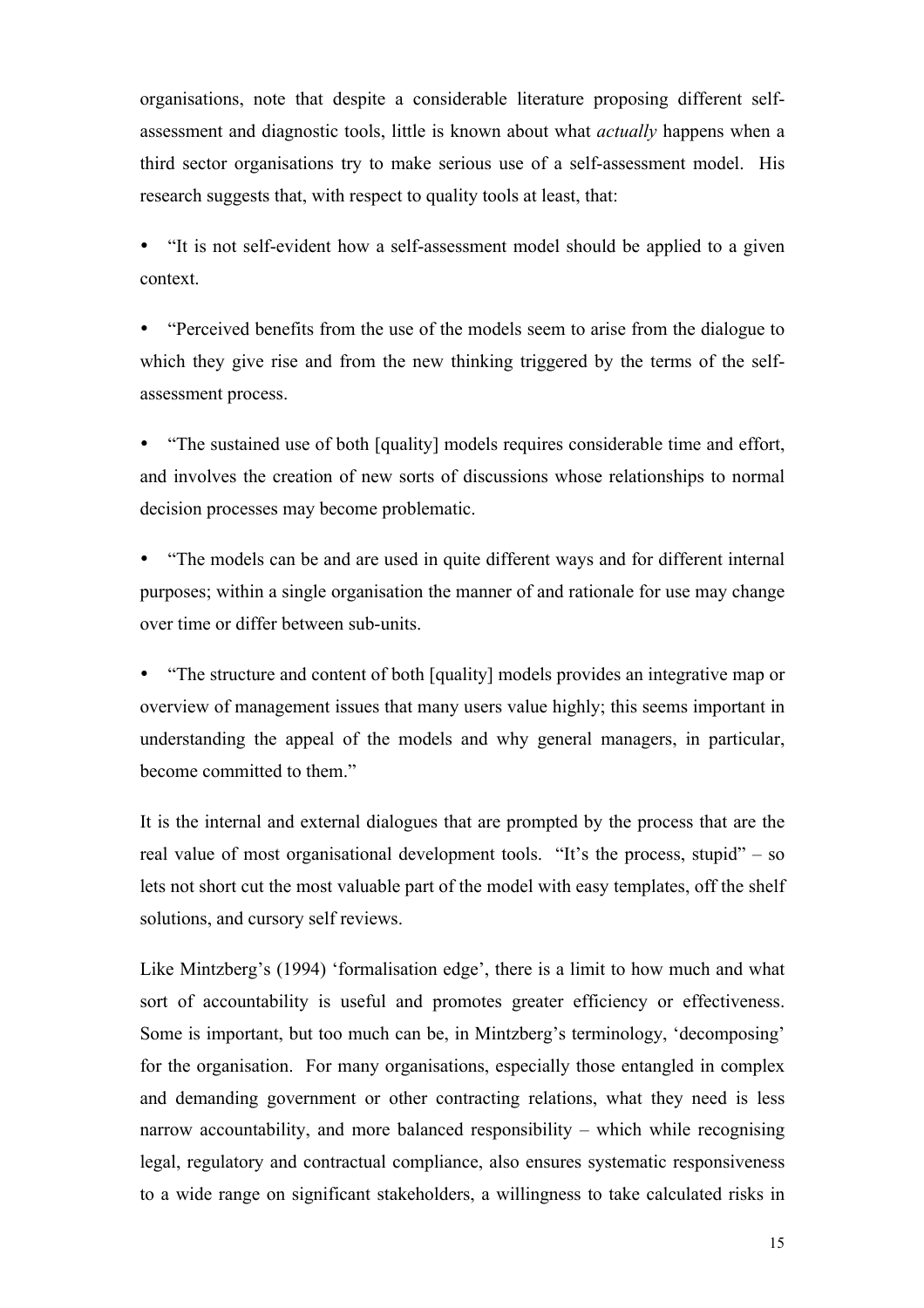organisations, note that despite a considerable literature proposing different self-assessment and diagnostic tools, little is known about what *actually* happens when a third sector organisations try to make serious use of a self-assessment model. His research suggests that, with respect to quality tools at least, that:

- "It is not self-evident how a self-assessment model should be applied to a given context.
- "Perceived benefits from the use of the models seem to arise from the dialogue to which they give rise and from the new thinking triggered by the terms of the self-assessment process.
- "The sustained use of both [quality] models requires considerable time and effort, and involves the creation of new sorts of discussions whose relationships to normal decision processes may become problematic.
- "The models can be and are used in quite different ways and for different internal purposes; within a single organisation the manner of and rationale for use may change over time or differ between sub-units.
- "The structure and content of both [quality] models provides an integrative map or overview of management issues that many users value highly; this seems important in understanding the appeal of the models and why general managers, in particular, become committed to them."

It is the internal and external dialogues that are prompted by the process that are the real value of most organisational development tools. "It's the process, stupid" – so lets not short cut the most valuable part of the model with easy templates, off the shelf solutions, and cursory self reviews.

Like Mintzberg's (1994) 'formalisation edge', there is a limit to how much and what sort of accountability is useful and promotes greater efficiency or effectiveness. Some is important, but too much can be, in Mintzberg's terminology, 'decomposing' for the organisation. For many organisations, especially those entangled in complex and demanding government or other contracting relations, what they need is less narrow accountability, and more balanced responsibility – which while recognising legal, regulatory and contractual compliance, also ensures systematic responsiveness to a wide range on significant stakeholders, a willingness to take calculated risks in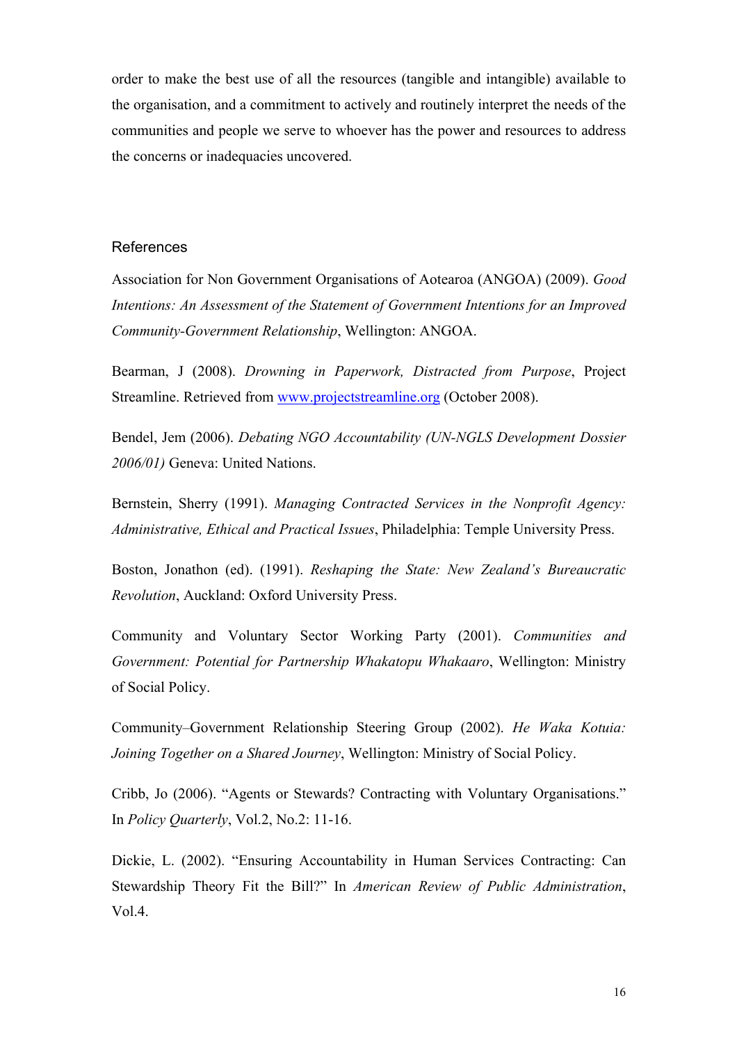order to make the best use of all the resources (tangible and intangible) available to the organisation, and a commitment to actively and routinely interpret the needs of the communities and people we serve to whoever has the power and resources to address the concerns or inadequacies uncovered.

## References

Association for Non Government Organisations of Aotearoa (ANGOA) (2009). *Good Intentions: An Assessment of the Statement of Government Intentions for an Improved Community-Government Relationship*, Wellington: ANGOA.

Bearman, J (2008). *Drowning in Paperwork, Distracted from Purpose*, Project Streamline. Retrieved from [www.projectstreamline.org](http://www.projectstreamline.org) (October 2008).

Bendel, Jem (2006). *Debating NGO Accountability (UN-NGLS Development Dossier 2006/01)* Geneva: United Nations.

Bernstein, Sherry (1991). *Managing Contracted Services in the Nonprofit Agency: Administrative, Ethical and Practical Issues*, Philadelphia: Temple University Press.

Boston, Jonathon (ed). (1991). *Reshaping the State: New Zealand's Bureaucratic Revolution*, Auckland: Oxford University Press.

Community and Voluntary Sector Working Party (2001). *Communities and Government: Potential for Partnership Whakatopu Whakaaro*, Wellington: Ministry of Social Policy.

Community–Government Relationship Steering Group (2002). *He Waka Kotuia: Joining Together on a Shared Journey*, Wellington: Ministry of Social Policy.

Cribb, Jo (2006). "Agents or Stewards? Contracting with Voluntary Organisations." In *Policy Quarterly*, Vol.2, No.2: 11-16.

Dickie, L. (2002). "Ensuring Accountability in Human Services Contracting: Can Stewardship Theory Fit the Bill?" In *American Review of Public Administration*, Vol.4.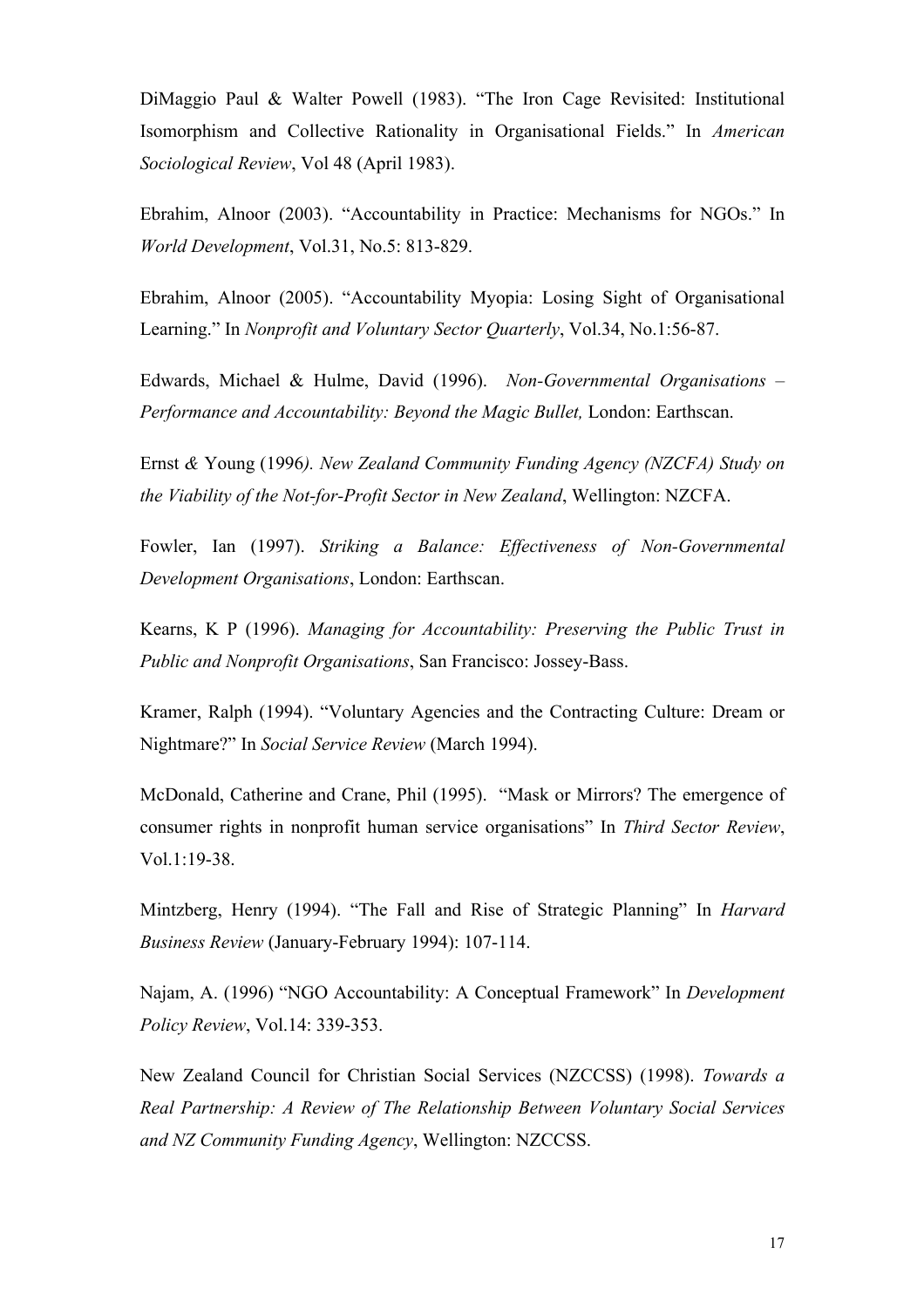DiMaggio Paul & Walter Powell (1983). "The Iron Cage Revisited: Institutional Isomorphism and Collective Rationality in Organisational Fields." In *American Sociological Review*, Vol 48 (April 1983).

Ebrahim, Alnoor (2003). "Accountability in Practice: Mechanisms for NGOs." In *World Development*, Vol.31, No.5: 813-829.

Ebrahim, Alnoor (2005). "Accountability Myopia: Losing Sight of Organisational Learning." In *Nonprofit and Voluntary Sector Quarterly*, Vol.34, No.1:56-87.

Edwards, Michael & Hulme, David (1996). *Non-Governmental Organisations – Performance and Accountability: Beyond the Magic Bullet,* London: Earthscan.

Ernst & Young (1996*). New Zealand Community Funding Agency (NZCFA) Study on the Viability of the Not-for-Profit Sector in New Zealand*, Wellington: NZCFA.

Fowler, Ian (1997). *Striking a Balance: Effectiveness of Non-Governmental Development Organisations*, London: Earthscan.

Kearns, K P (1996). *Managing for Accountability: Preserving the Public Trust in Public and Nonprofit Organisations*, San Francisco: Jossey-Bass.

Kramer, Ralph (1994). "Voluntary Agencies and the Contracting Culture: Dream or Nightmare?" In *Social Service Review* (March 1994).

McDonald, Catherine and Crane, Phil (1995). "Mask or Mirrors? The emergence of consumer rights in nonprofit human service organisations" In *Third Sector Review*, Vol.1:19-38.

Mintzberg, Henry (1994). "The Fall and Rise of Strategic Planning" In *Harvard Business Review* (January-February 1994): 107-114.

Najam, A. (1996) "NGO Accountability: A Conceptual Framework" In *Development Policy Review*, Vol.14: 339-353.

New Zealand Council for Christian Social Services (NZCCSS) (1998). *Towards a Real Partnership: A Review of The Relationship Between Voluntary Social Services and NZ Community Funding Agency*, Wellington: NZCCSS.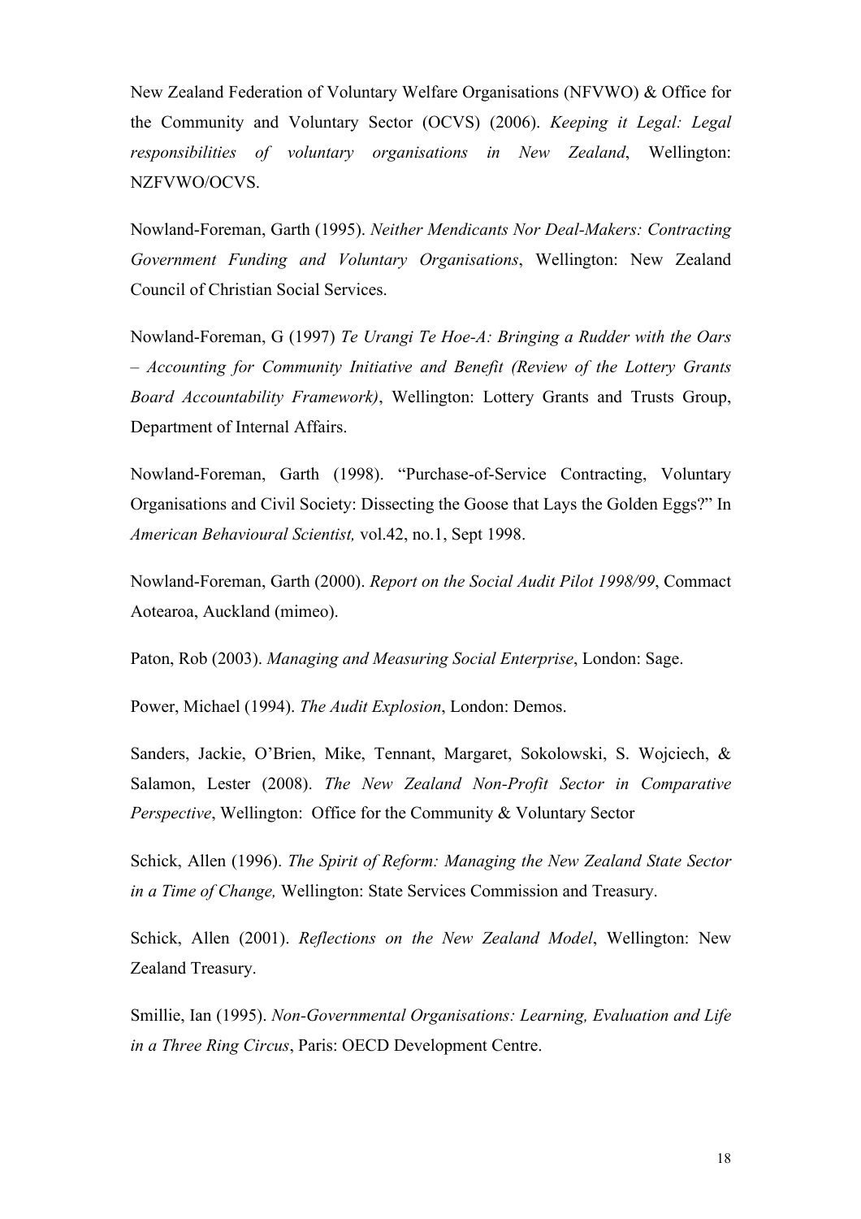New Zealand Federation of Voluntary Welfare Organisations (NFVWO) & Office for the Community and Voluntary Sector (OCVS) (2006). *Keeping it Legal: Legal responsibilities of voluntary organisations in New Zealand*, Wellington: NZFVWO/OCVS.

Nowland-Foreman, Garth (1995). *Neither Mendicants Nor Deal-Makers: Contracting Government Funding and Voluntary Organisations*, Wellington: New Zealand Council of Christian Social Services.

Nowland-Foreman, G (1997) *Te Urangi Te Hoe-A: Bringing a Rudder with the Oars – Accounting for Community Initiative and Benefit (Review of the Lottery Grants Board Accountability Framework)*, Wellington: Lottery Grants and Trusts Group, Department of Internal Affairs.

Nowland-Foreman, Garth (1998). "Purchase-of-Service Contracting, Voluntary Organisations and Civil Society: Dissecting the Goose that Lays the Golden Eggs?" In *American Behavioural Scientist,* vol.42, no.1, Sept 1998.

Nowland-Foreman, Garth (2000). *Report on the Social Audit Pilot 1998/99*, Commact Aotearoa, Auckland (mimeo).

Paton, Rob (2003). *Managing and Measuring Social Enterprise*, London: Sage.

Power, Michael (1994). *The Audit Explosion*, London: Demos.

Sanders, Jackie, O'Brien, Mike, Tennant, Margaret, Sokolowski, S. Wojciech, & Salamon, Lester (2008). *The New Zealand Non-Profit Sector in Comparative Perspective*, Wellington: Office for the Community & Voluntary Sector

Schick, Allen (1996). *The Spirit of Reform: Managing the New Zealand State Sector in a Time of Change,* Wellington: State Services Commission and Treasury.

Schick, Allen (2001). *Reflections on the New Zealand Model*, Wellington: New Zealand Treasury.

Smillie, Ian (1995). *Non-Governmental Organisations: Learning, Evaluation and Life in a Three Ring Circus*, Paris: OECD Development Centre.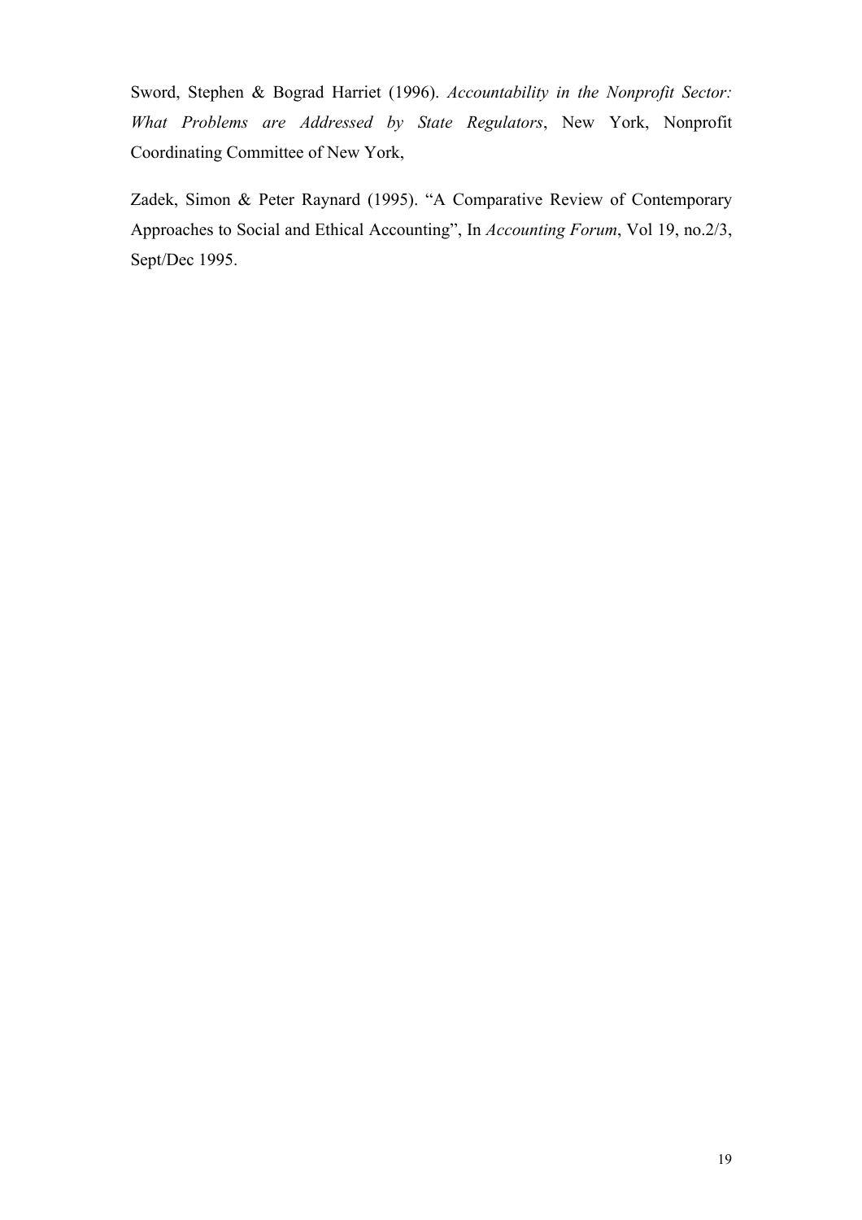Sword, Stephen & Bograd Harriet (1996). *Accountability in the Nonprofit Sector: What Problems are Addressed by State Regulators*, New York, Nonprofit Coordinating Committee of New York,

Zadek, Simon & Peter Raynard (1995). "A Comparative Review of Contemporary Approaches to Social and Ethical Accounting", In *Accounting Forum*, Vol 19, no.2/3, Sept/Dec 1995.